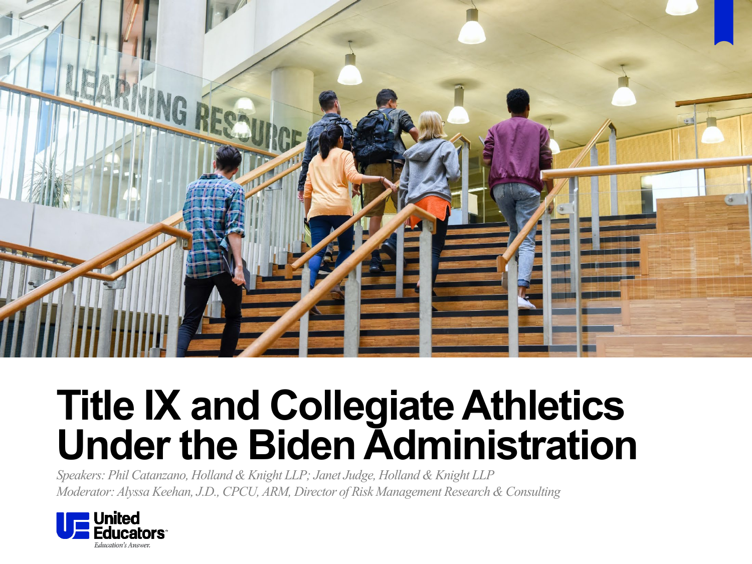# Title IX and Collegiate Athletics Under the Biden Administration

*Speakers: Phil Catanzano, Holland & Knight LLP; Janet Judge, Holland & Knight LLP*

*Moderator: Alyssa Keehan, J.D., CPCU, ARM, Director of Risk Management Research & Consulting*

United Educators

*Education's Answer.*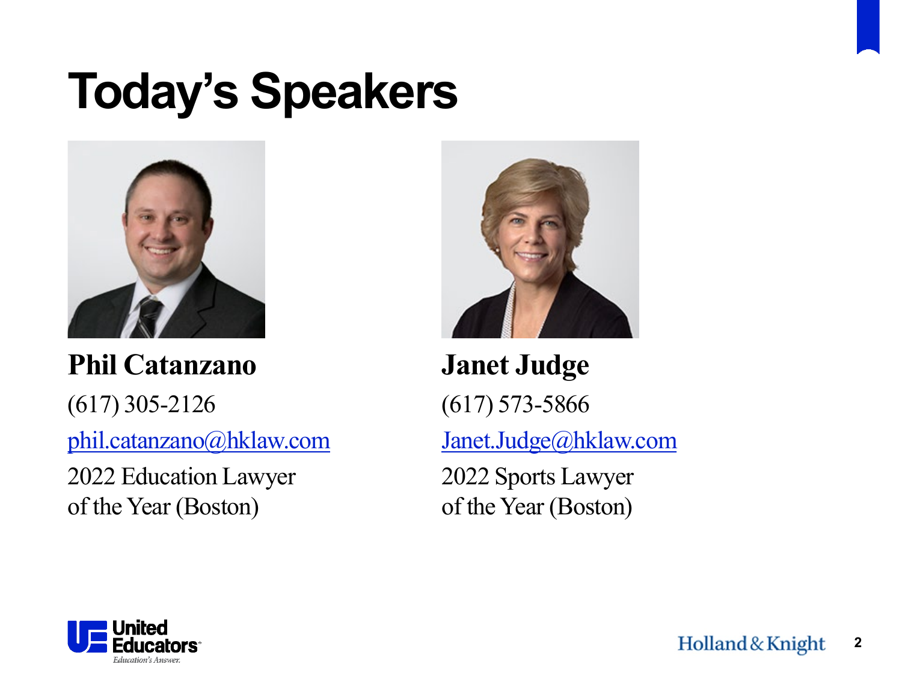# Today's Speakers

**Phil Catanzano**

(617) 305-2126

phil.catanzano@hklaw.com

2022 Education Lawyer of the Year (Boston)

**Janet Judge**

(617) 573-5866

Janet.Judge@hklaw.com

2022 Sports Lawyer of the Year (Boston)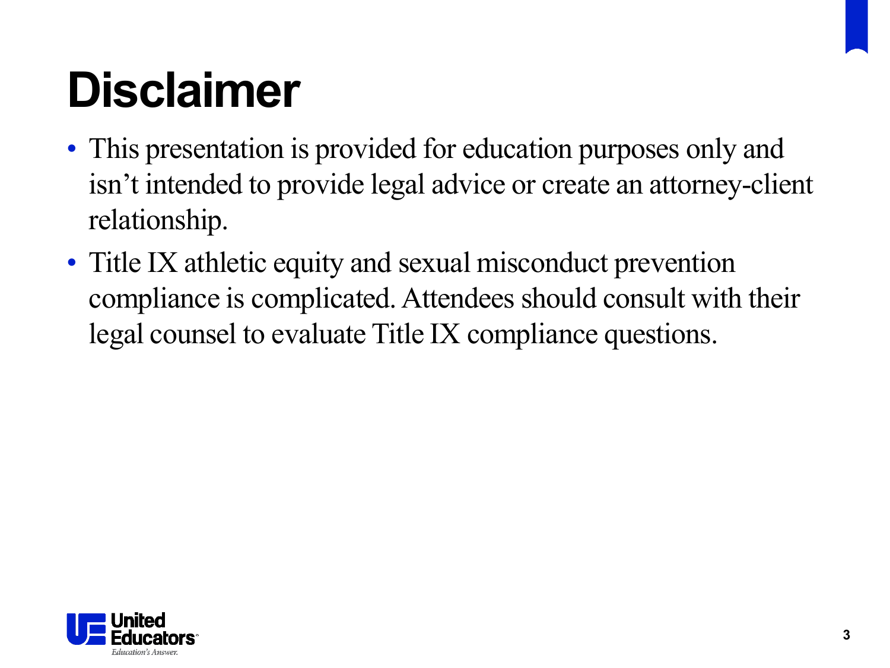# Disclaimer

- This presentation is provided for education purposes only and isn't intended to provide legal advice or create an attorney-client relationship.
- Title IX athletic equity and sexual misconduct prevention compliance is complicated. Attendees should consult with their legal counsel to evaluate Title IX compliance questions.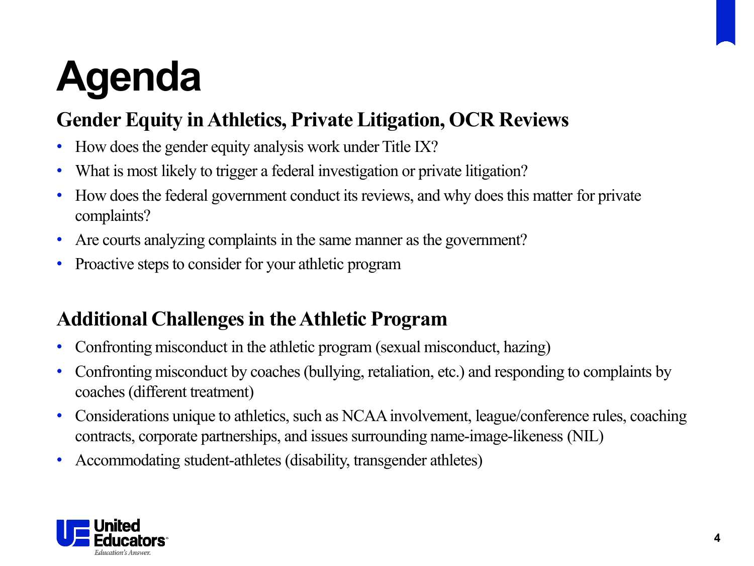# Agenda

## Gender Equity in Athletics, Private Litigation, OCR Reviews

- How does the gender equity analysis work under Title IX?
- What is most likely to trigger a federal investigation or private litigation?
- How does the federal government conduct its reviews, and why does this matter for private complaints?
- Are courts analyzing complaints in the same manner as the government?
- Proactive steps to consider for your athletic program

## Additional Challenges in the Athletic Program

- Confronting misconduct in the athletic program (sexual misconduct, hazing)
- Confronting misconduct by coaches (bullying, retaliation, etc.) and responding to complaints by coaches (different treatment)
- Considerations unique to athletics, such as NCAA involvement, league/conference rules, coaching contracts, corporate partnerships, and issues surrounding name-image-likeness (NIL)
- Accommodating student-athletes (disability, transgender athletes)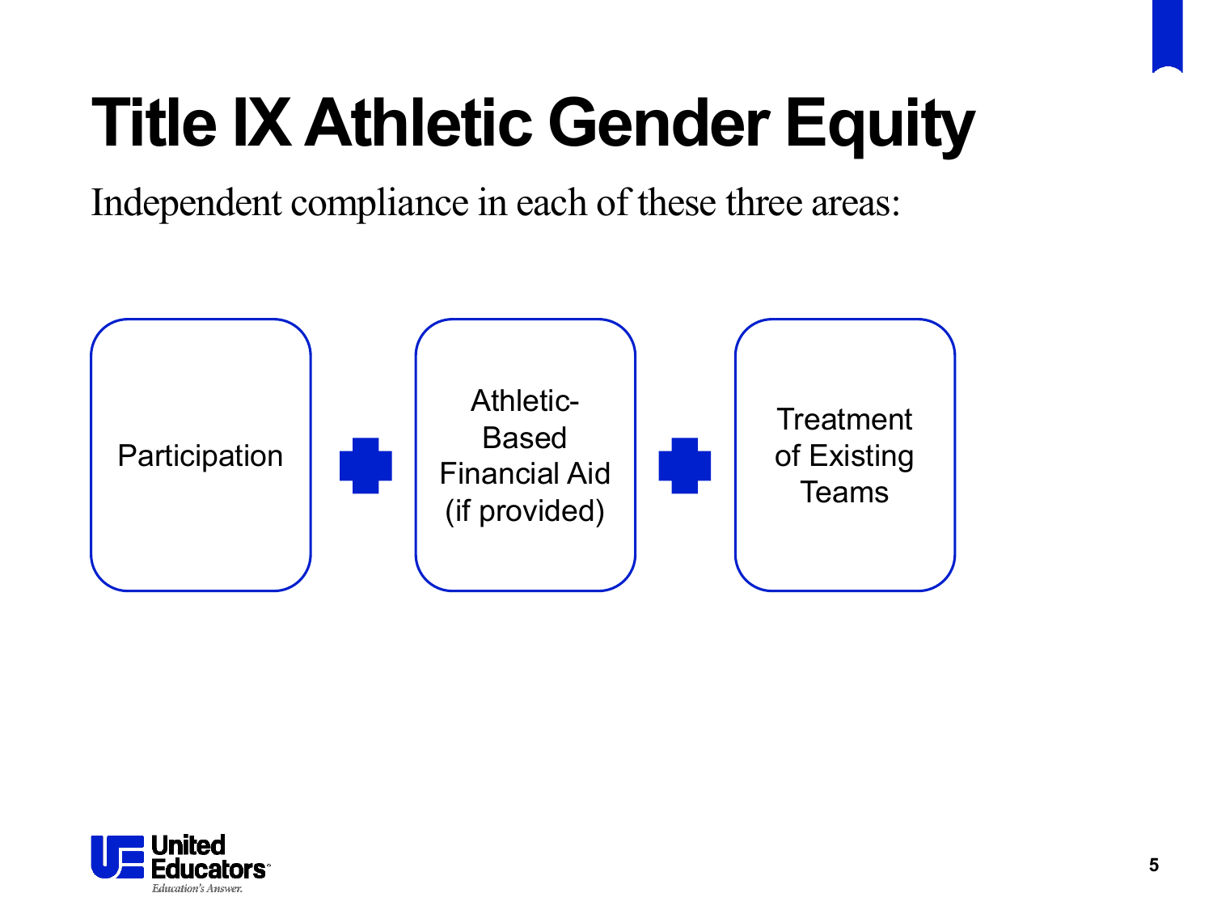# Title IX Athletic Gender Equity

Independent compliance in each of these three areas:

Participation + Athletic-Based Financial Aid (if provided) + Treatment of Existing Teams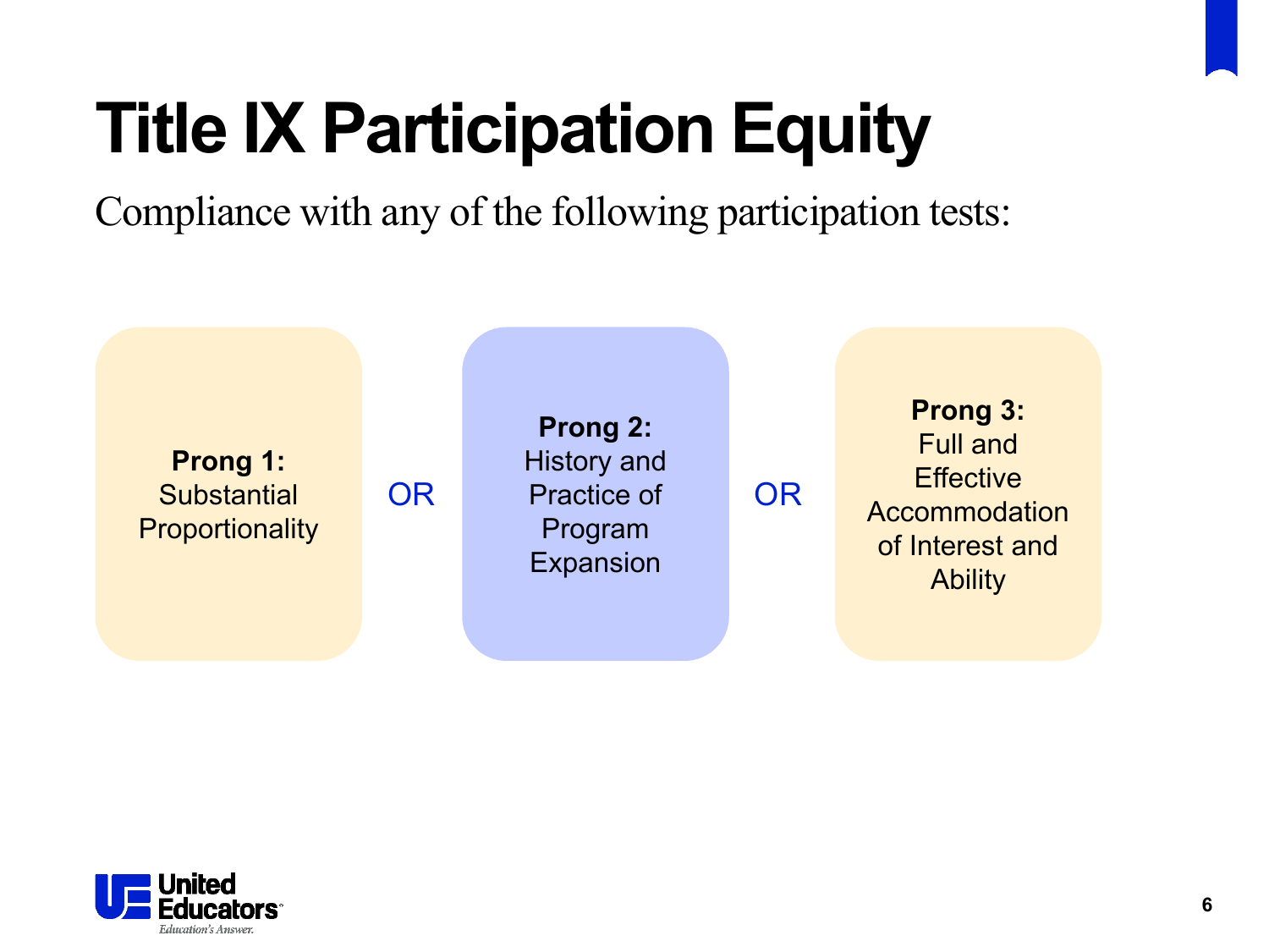# Title IX Participation Equity

Compliance with any of the following participation tests:

**Prong 1:** Substantial Proportionality

OR

**Prong 2:** History and Practice of Program Expansion

OR

**Prong 3:** Full and Effective Accommodation of Interest and Ability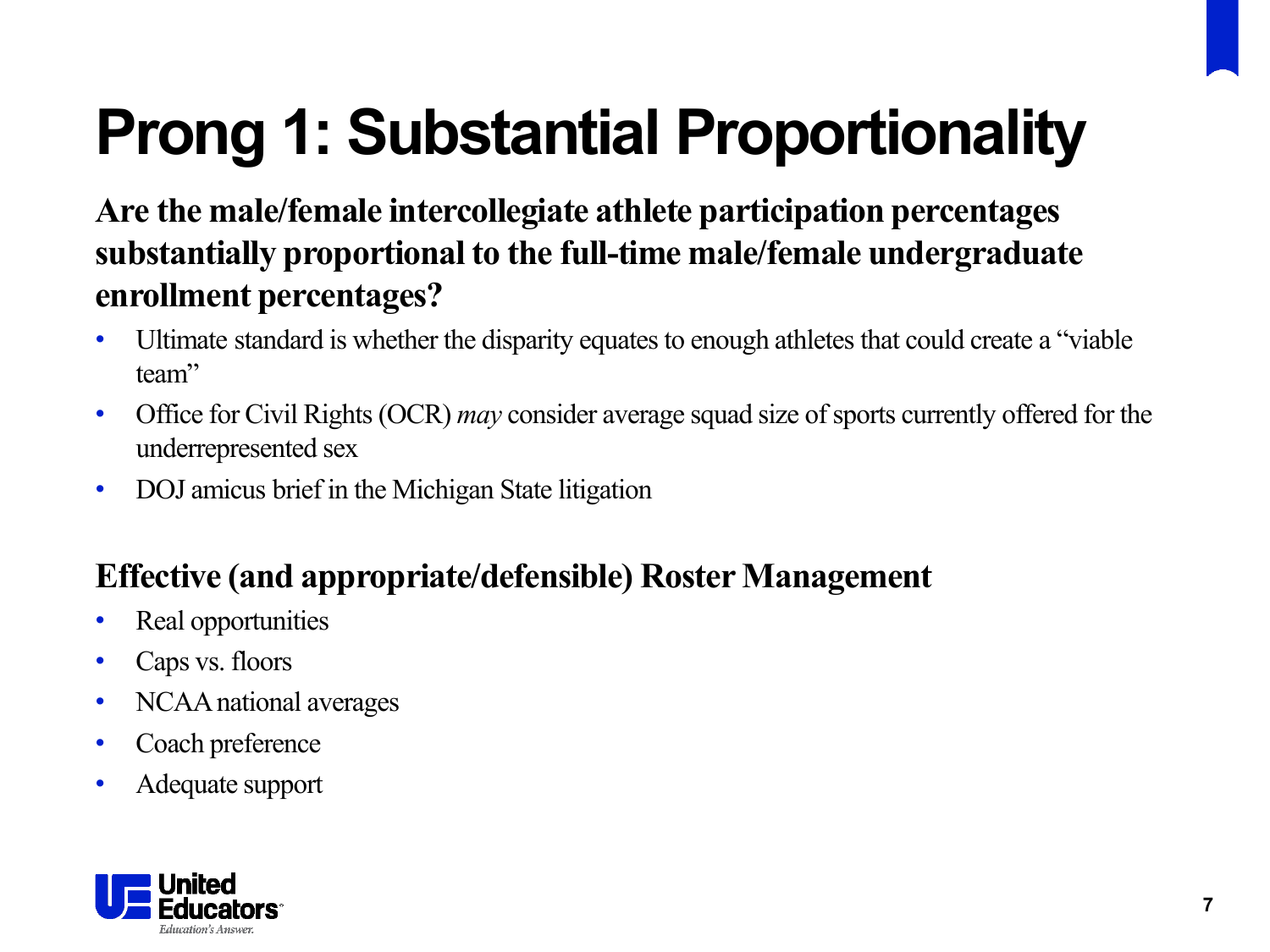# Prong 1: Substantial Proportionality

**Are the male/female intercollegiate athlete participation percentages substantially proportional to the full-time male/female undergraduate enrollment percentages?**

- Ultimate standard is whether the disparity equates to enough athletes that could create a "viable team"
- Office for Civil Rights (OCR) *may* consider average squad size of sports currently offered for the underrepresented sex
- DOJ amicus brief in the Michigan State litigation

**Effective (and appropriate/defensible) Roster Management**

- Real opportunities
- Caps vs. floors
- NCAA national averages
- Coach preference
- Adequate support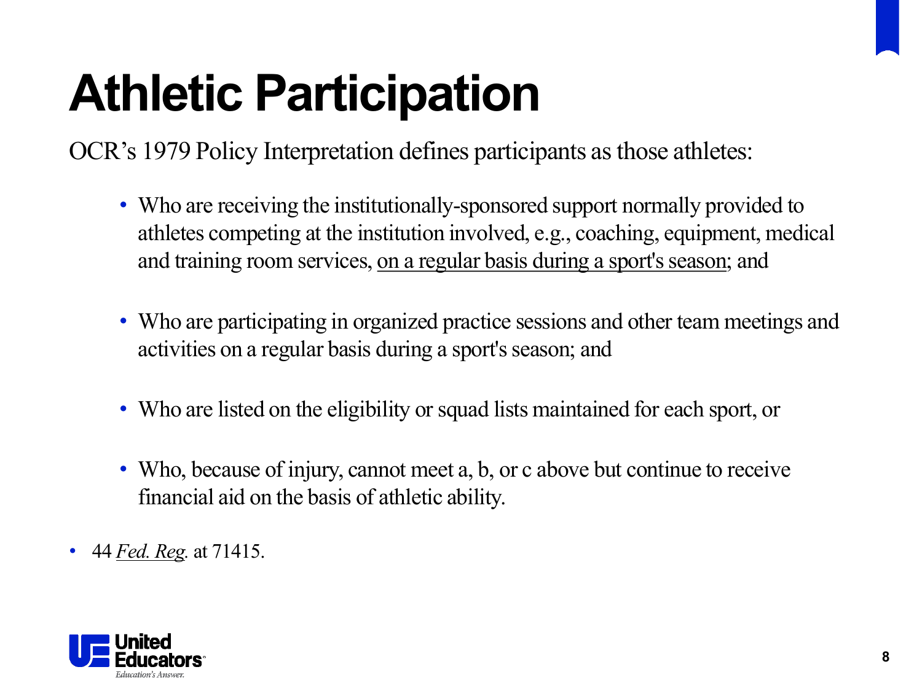# Athletic Participation

OCR's 1979 Policy Interpretation defines participants as those athletes:

- Who are receiving the institutionally-sponsored support normally provided to athletes competing at the institution involved, e.g., coaching, equipment, medical and training room services, <u>on a regular basis during a sport's season</u>; and

- Who are participating in organized practice sessions and other team meetings and activities on a regular basis during a sport's season; and

- Who are listed on the eligibility or squad lists maintained for each sport, or

- Who, because of injury, cannot meet a, b, or c above but continue to receive financial aid on the basis of athletic ability.

- 44 *<u>Fed. Reg</u>*. at 71415.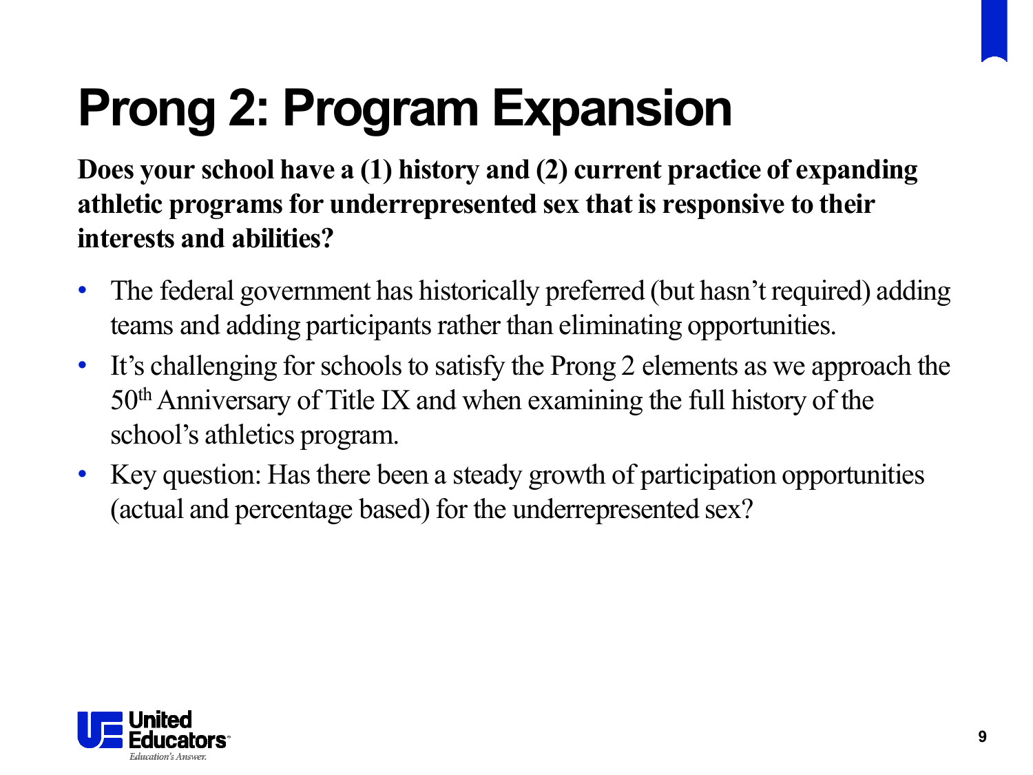# Prong 2: Program Expansion

**Does your school have a (1) history and (2) current practice of expanding athletic programs for underrepresented sex that is responsive to their interests and abilities?**

- The federal government has historically preferred (but hasn't required) adding teams and adding participants rather than eliminating opportunities.
- It's challenging for schools to satisfy the Prong 2 elements as we approach the 50th Anniversary of Title IX and when examining the full history of the school's athletics program.
- Key question: Has there been a steady growth of participation opportunities (actual and percentage based) for the underrepresented sex?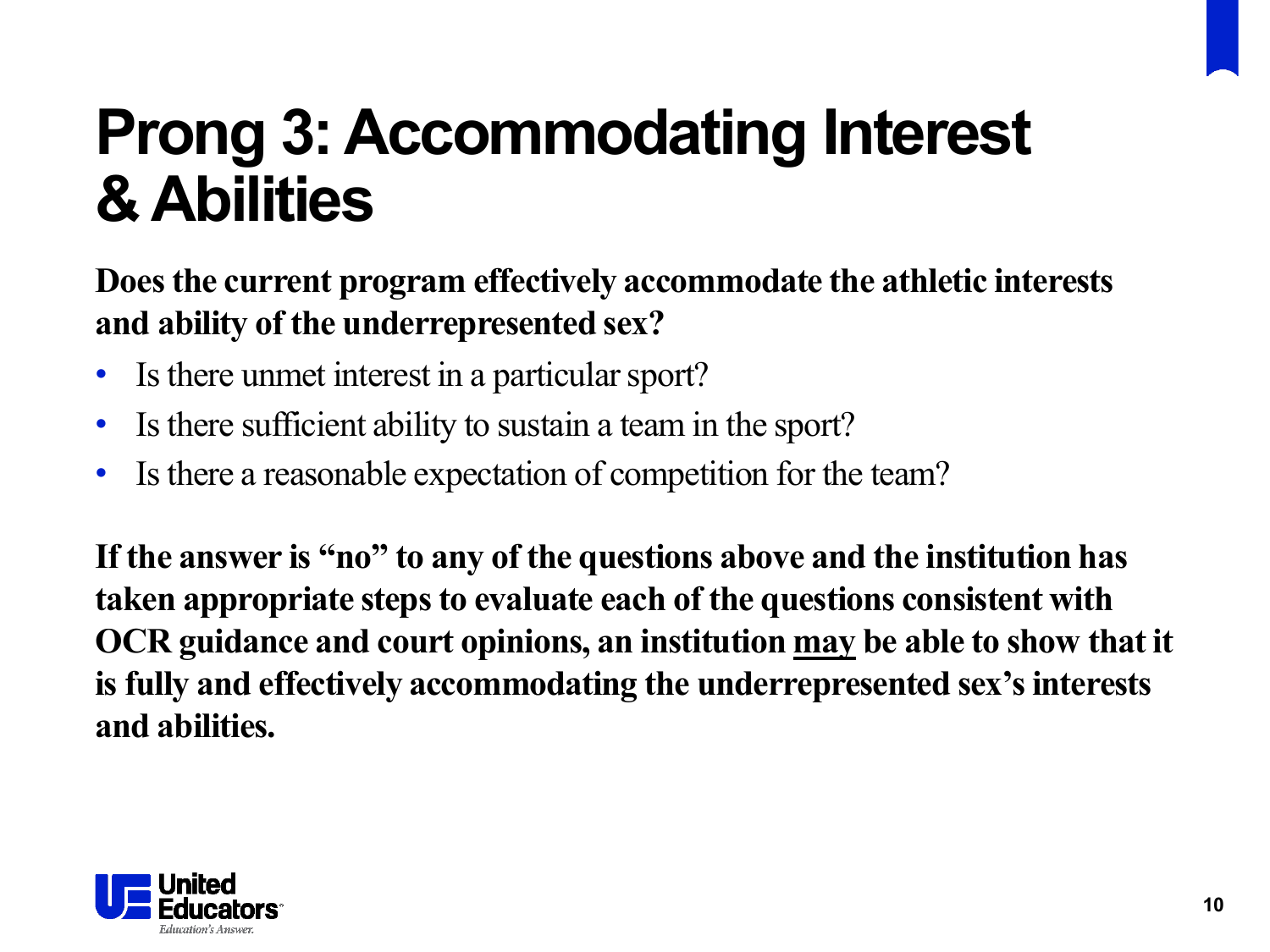# Prong 3: Accommodating Interest & Abilities

**Does the current program effectively accommodate the athletic interests and ability of the underrepresented sex?**

- Is there unmet interest in a particular sport?
- Is there sufficient ability to sustain a team in the sport?
- Is there a reasonable expectation of competition for the team?

**If the answer is "no" to any of the questions above and the institution has taken appropriate steps to evaluate each of the questions consistent with OCR guidance and court opinions, an institution <u>may</u> be able to show that it is fully and effectively accommodating the underrepresented sex's interests and abilities.**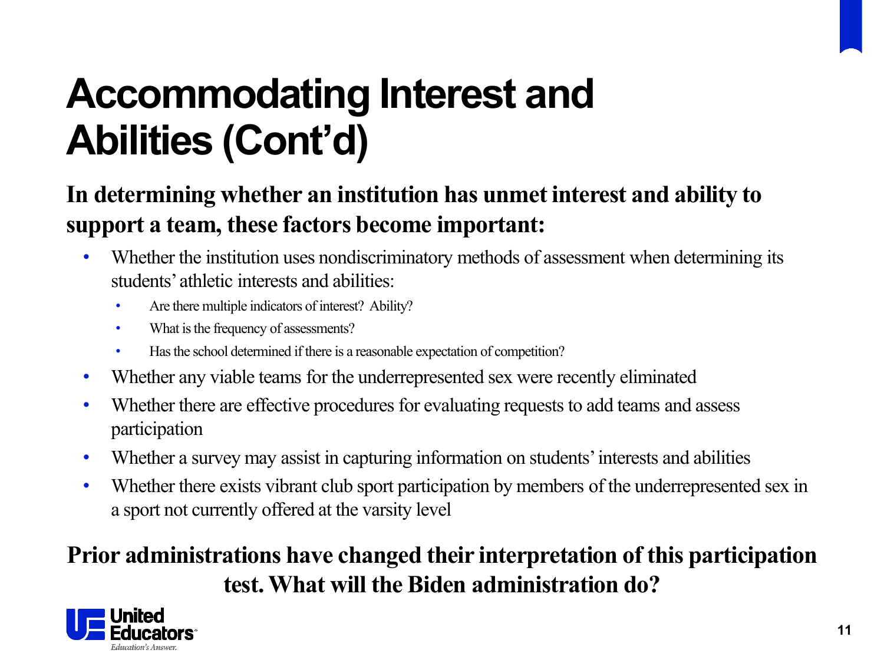# Accommodating Interest and Abilities (Cont'd)

**In determining whether an institution has unmet interest and ability to support a team, these factors become important:**

- Whether the institution uses nondiscriminatory methods of assessment when determining its students' athletic interests and abilities:
  - Are there multiple indicators of interest? Ability?
  - What is the frequency of assessments?
  - Has the school determined if there is a reasonable expectation of competition?
- Whether any viable teams for the underrepresented sex were recently eliminated
- Whether there are effective procedures for evaluating requests to add teams and assess participation
- Whether a survey may assist in capturing information on students' interests and abilities
- Whether there exists vibrant club sport participation by members of the underrepresented sex in a sport not currently offered at the varsity level

**Prior administrations have changed their interpretation of this participation test. What will the Biden administration do?**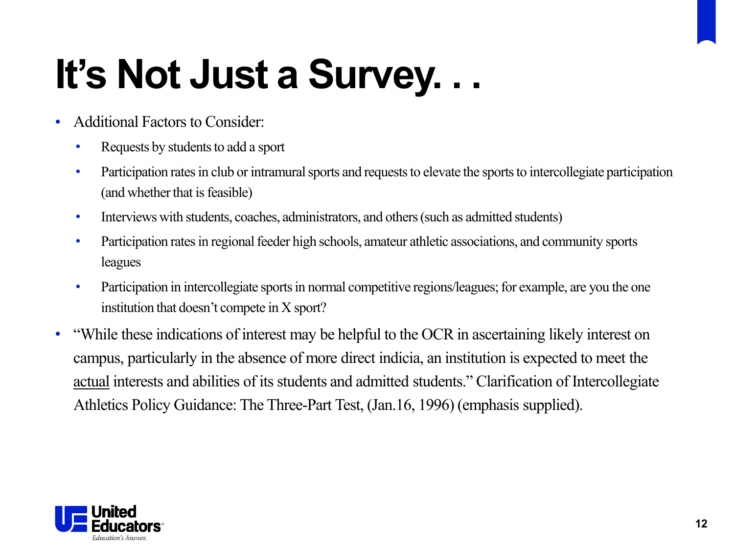# It's Not Just a Survey. . .

- Additional Factors to Consider:
  - Requests by students to add a sport
  - Participation rates in club or intramural sports and requests to elevate the sports to intercollegiate participation (and whether that is feasible)
  - Interviews with students, coaches, administrators, and others (such as admitted students)
  - Participation rates in regional feeder high schools, amateur athletic associations, and community sports leagues
  - Participation in intercollegiate sports in normal competitive regions/leagues; for example, are you the one institution that doesn't compete in X sport?
- "While these indications of interest may be helpful to the OCR in ascertaining likely interest on campus, particularly in the absence of more direct indicia, an institution is expected to meet the <u>actual</u> interests and abilities of its students and admitted students." Clarification of Intercollegiate Athletics Policy Guidance: The Three-Part Test, (Jan.16, 1996) (emphasis supplied).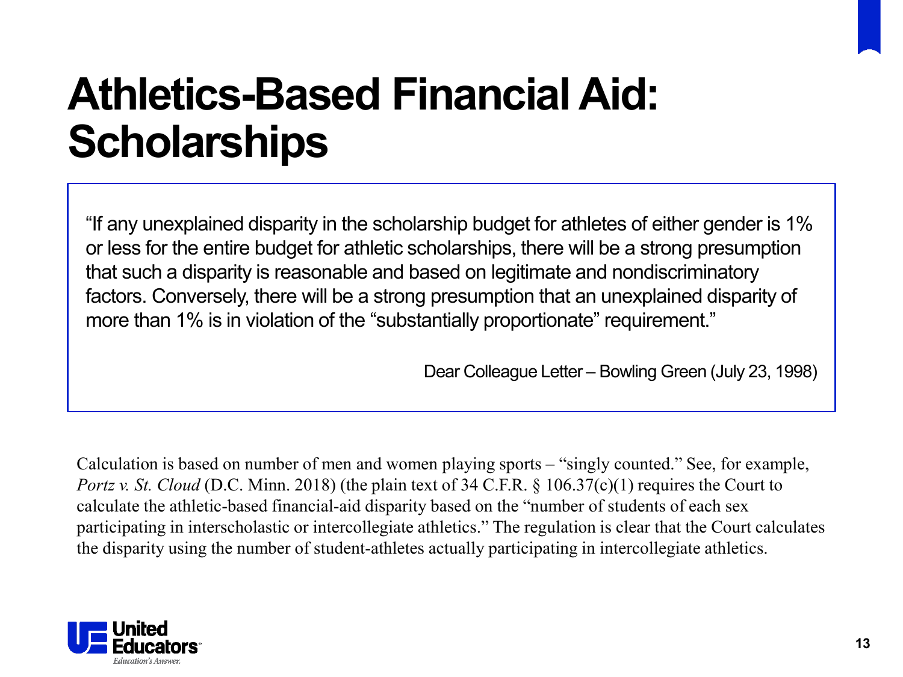# Athletics-Based Financial Aid: Scholarships

> "If any unexplained disparity in the scholarship budget for athletes of either gender is 1% or less for the entire budget for athletic scholarships, there will be a strong presumption that such a disparity is reasonable and based on legitimate and nondiscriminatory factors. Conversely, there will be a strong presumption that an unexplained disparity of more than 1% is in violation of the "substantially proportionate" requirement."
>
> Dear Colleague Letter – Bowling Green (July 23, 1998)

Calculation is based on number of men and women playing sports – "singly counted." See, for example, *Portz v. St. Cloud* (D.C. Minn. 2018) (the plain text of 34 C.F.R. § 106.37(c)(1) requires the Court to calculate the athletic-based financial-aid disparity based on the "number of students of each sex participating in interscholastic or intercollegiate athletics." The regulation is clear that the Court calculates the disparity using the number of student-athletes actually participating in intercollegiate athletics.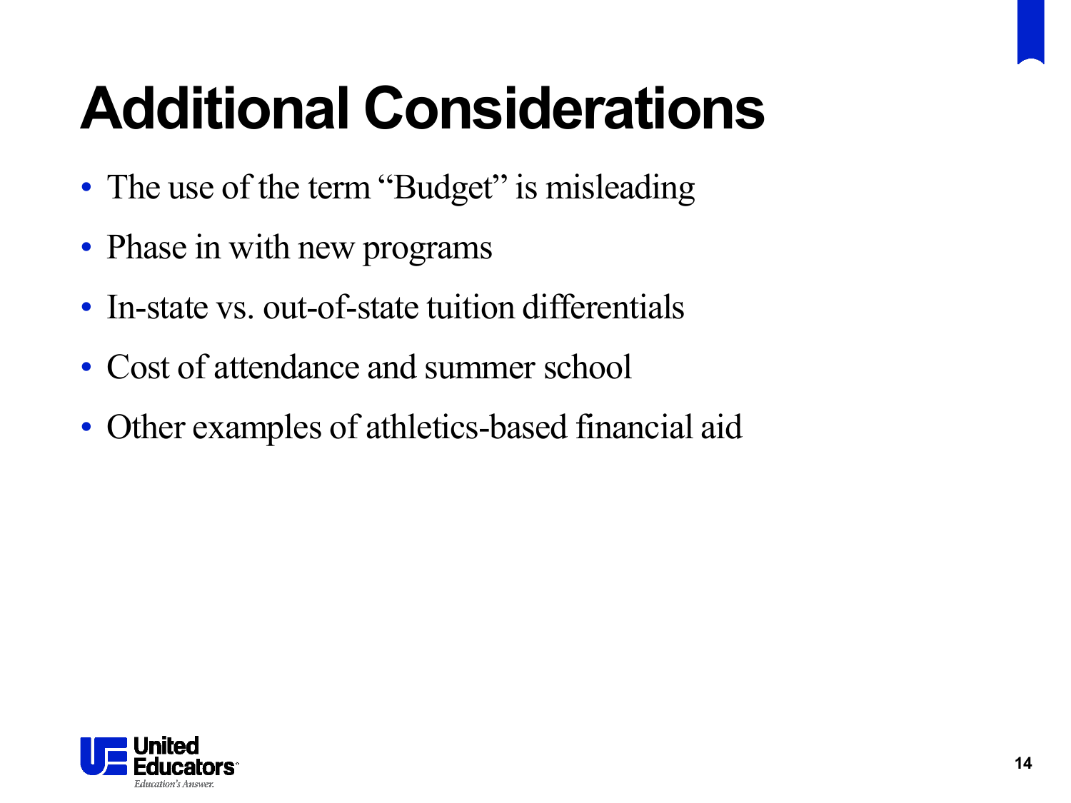# Additional Considerations

- The use of the term “Budget” is misleading
- Phase in with new programs
- In-state vs. out-of-state tuition differentials
- Cost of attendance and summer school
- Other examples of athletics-based financial aid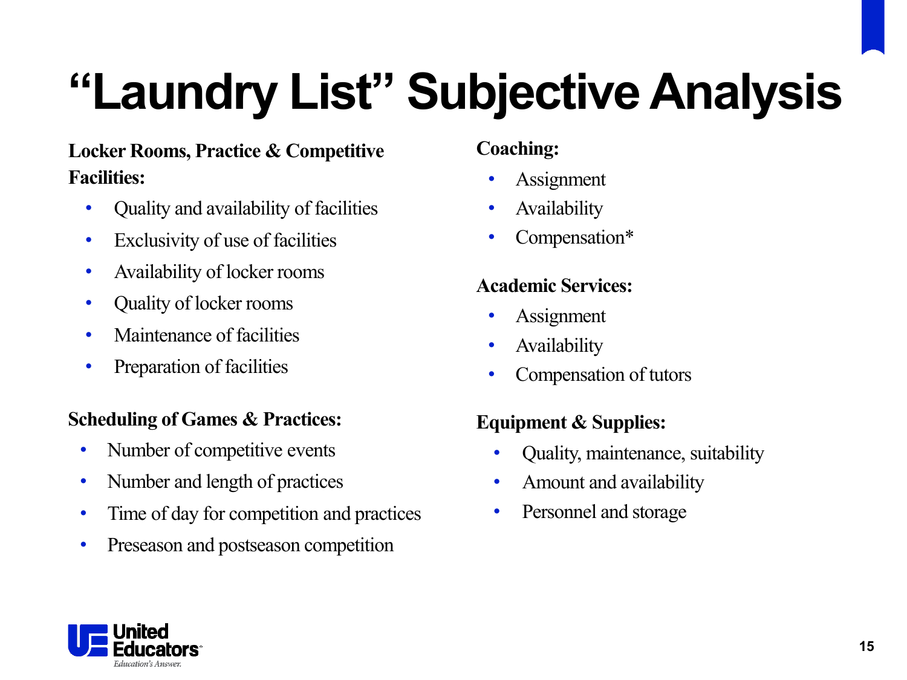# "Laundry List" Subjective Analysis

**Locker Rooms, Practice & Competitive Facilities:**

- Quality and availability of facilities
- Exclusivity of use of facilities
- Availability of locker rooms
- Quality of locker rooms
- Maintenance of facilities
- Preparation of facilities

**Scheduling of Games & Practices:**

- Number of competitive events
- Number and length of practices
- Time of day for competition and practices
- Preseason and postseason competition

**Coaching:**

- Assignment
- Availability
- Compensation*

**Academic Services:**

- Assignment
- Availability
- Compensation of tutors

**Equipment & Supplies:**

- Quality, maintenance, suitability
- Amount and availability
- Personnel and storage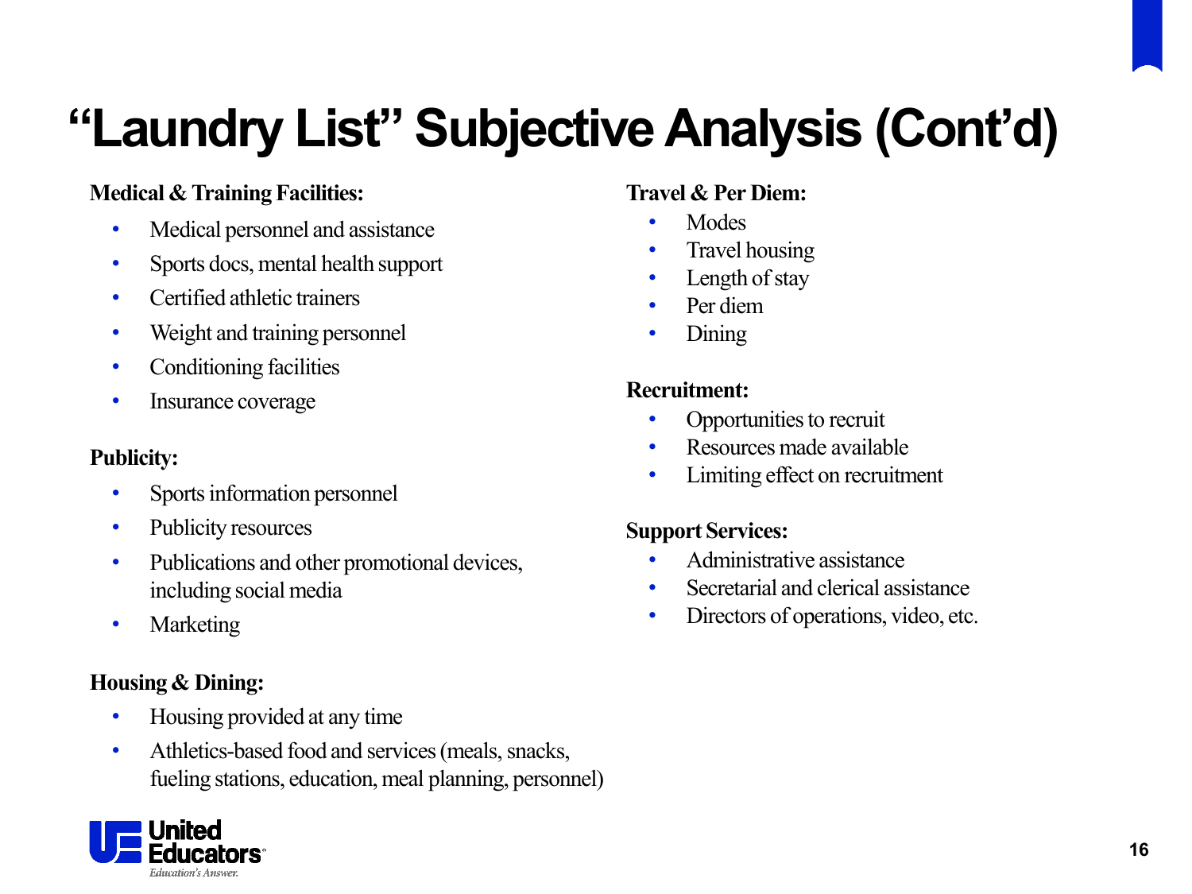# "Laundry List" Subjective Analysis (Cont'd)

**Medical & Training Facilities:**

- Medical personnel and assistance
- Sports docs, mental health support
- Certified athletic trainers
- Weight and training personnel
- Conditioning facilities
- Insurance coverage

**Publicity:**

- Sports information personnel
- Publicity resources
- Publications and other promotional devices, including social media
- Marketing

**Housing & Dining:**

- Housing provided at any time
- Athletics-based food and services (meals, snacks, fueling stations, education, meal planning, personnel)

**Travel & Per Diem:**

- Modes
- Travel housing
- Length of stay
- Per diem
- Dining

**Recruitment:**

- Opportunities to recruit
- Resources made available
- Limiting effect on recruitment

**Support Services:**

- Administrative assistance
- Secretarial and clerical assistance
- Directors of operations, video, etc.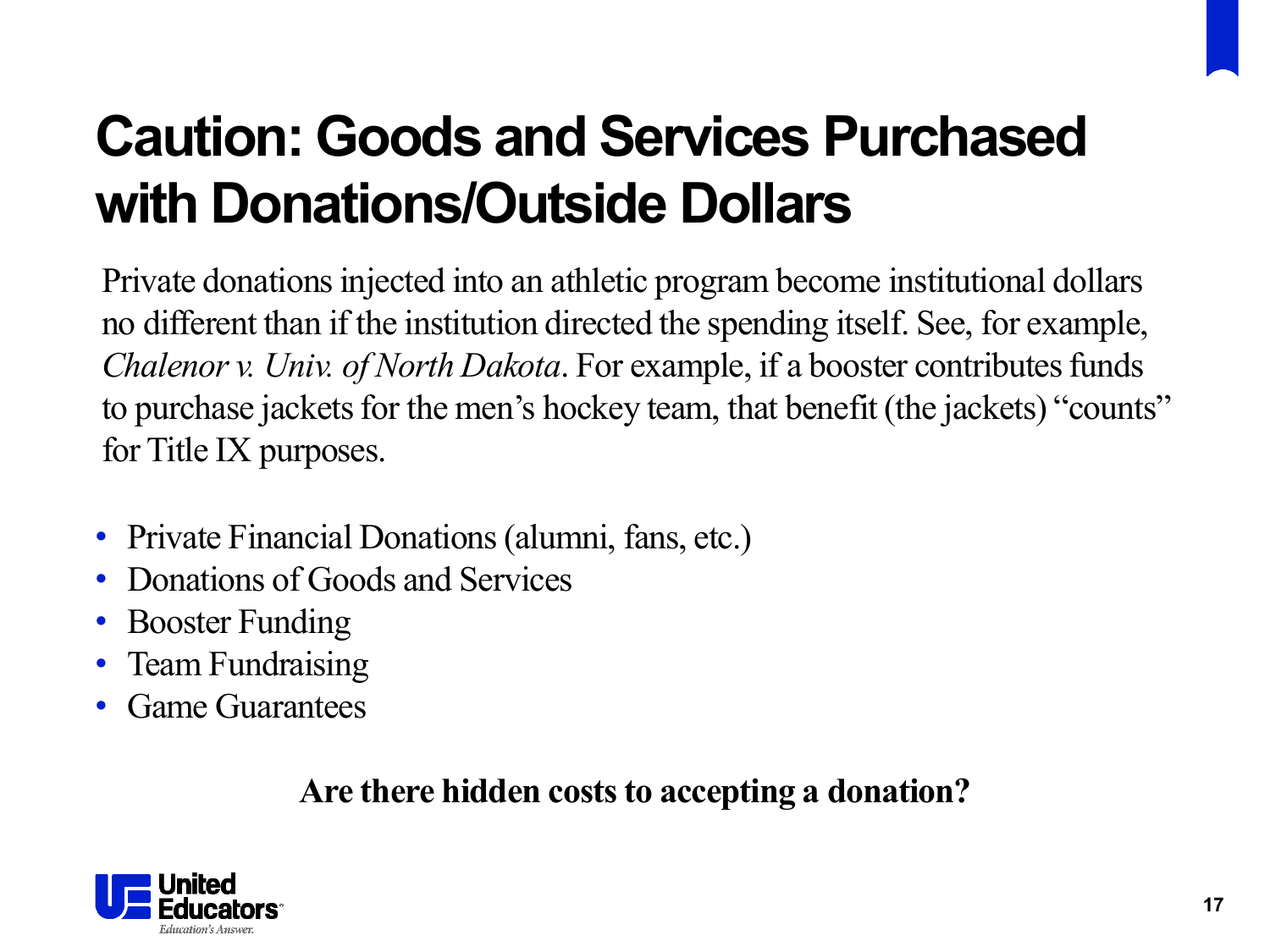# Caution: Goods and Services Purchased with Donations/Outside Dollars

Private donations injected into an athletic program become institutional dollars no different than if the institution directed the spending itself. See, for example, *Chalenor v. Univ. of North Dakota*. For example, if a booster contributes funds to purchase jackets for the men's hockey team, that benefit (the jackets) "counts" for Title IX purposes.

- Private Financial Donations (alumni, fans, etc.)
- Donations of Goods and Services
- Booster Funding
- Team Fundraising
- Game Guarantees

**Are there hidden costs to accepting a donation?**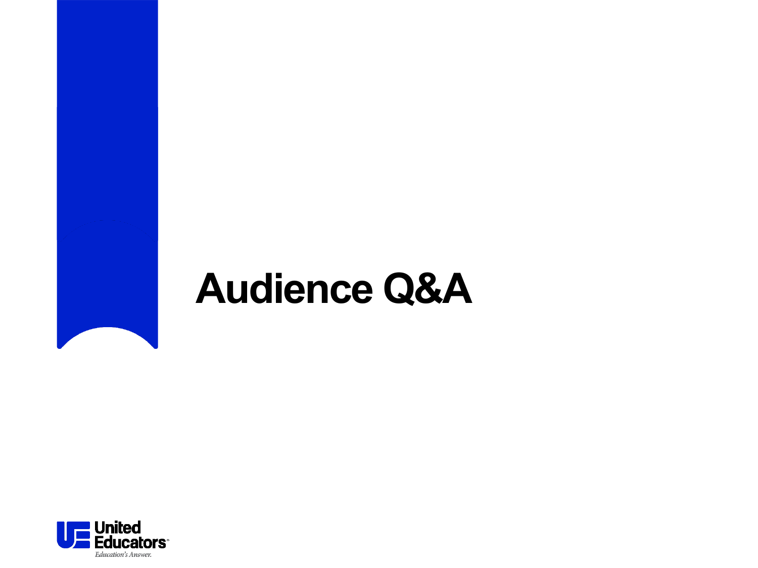# Audience Q&A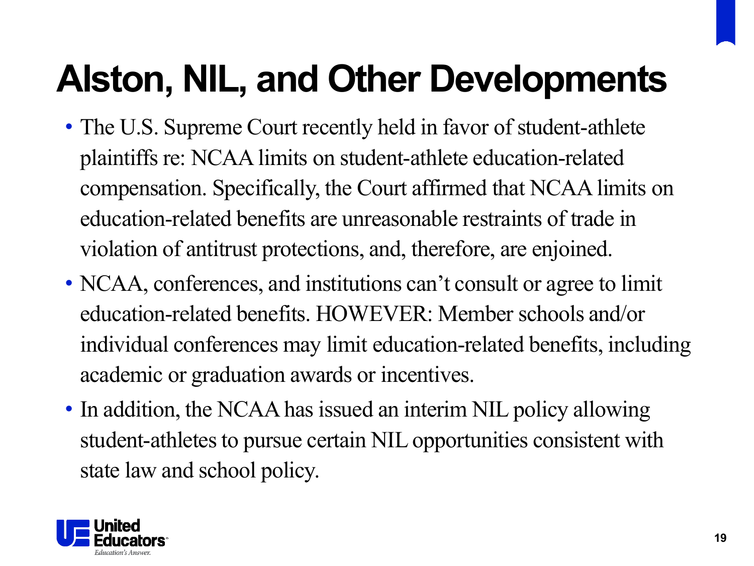# Alston, NIL, and Other Developments

- The U.S. Supreme Court recently held in favor of student-athlete plaintiffs re: NCAA limits on student-athlete education-related compensation. Specifically, the Court affirmed that NCAA limits on education-related benefits are unreasonable restraints of trade in violation of antitrust protections, and, therefore, are enjoined.
- NCAA, conferences, and institutions can't consult or agree to limit education-related benefits. HOWEVER: Member schools and/or individual conferences may limit education-related benefits, including academic or graduation awards or incentives.
- In addition, the NCAA has issued an interim NIL policy allowing student-athletes to pursue certain NIL opportunities consistent with state law and school policy.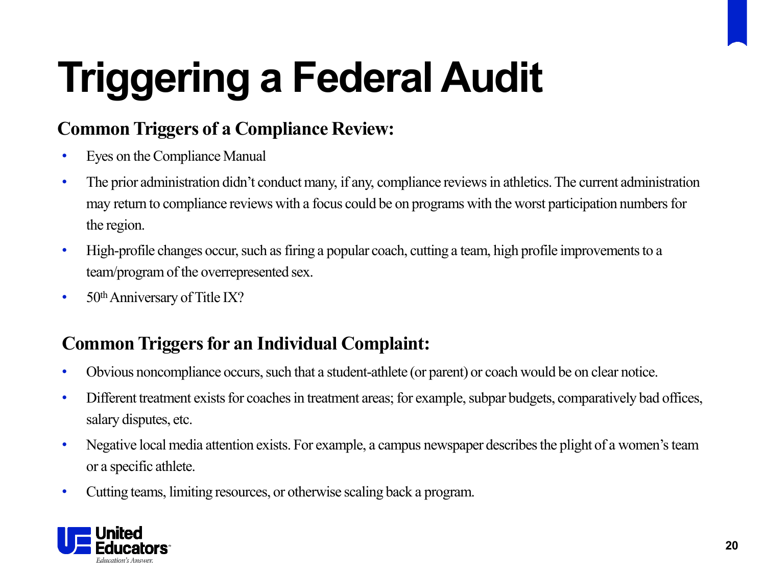# Triggering a Federal Audit

**Common Triggers of a Compliance Review:**

- Eyes on the Compliance Manual
- The prior administration didn't conduct many, if any, compliance reviews in athletics. The current administration may return to compliance reviews with a focus could be on programs with the worst participation numbers for the region.
- High-profile changes occur, such as firing a popular coach, cutting a team, high profile improvements to a team/program of the overrepresented sex.
- 50th Anniversary of Title IX?

**Common Triggers for an Individual Complaint:**

- Obvious noncompliance occurs, such that a student-athlete (or parent) or coach would be on clear notice.
- Different treatment exists for coaches in treatment areas; for example, subpar budgets, comparatively bad offices, salary disputes, etc.
- Negative local media attention exists. For example, a campus newspaper describes the plight of a women's team or a specific athlete.
- Cutting teams, limiting resources, or otherwise scaling back a program.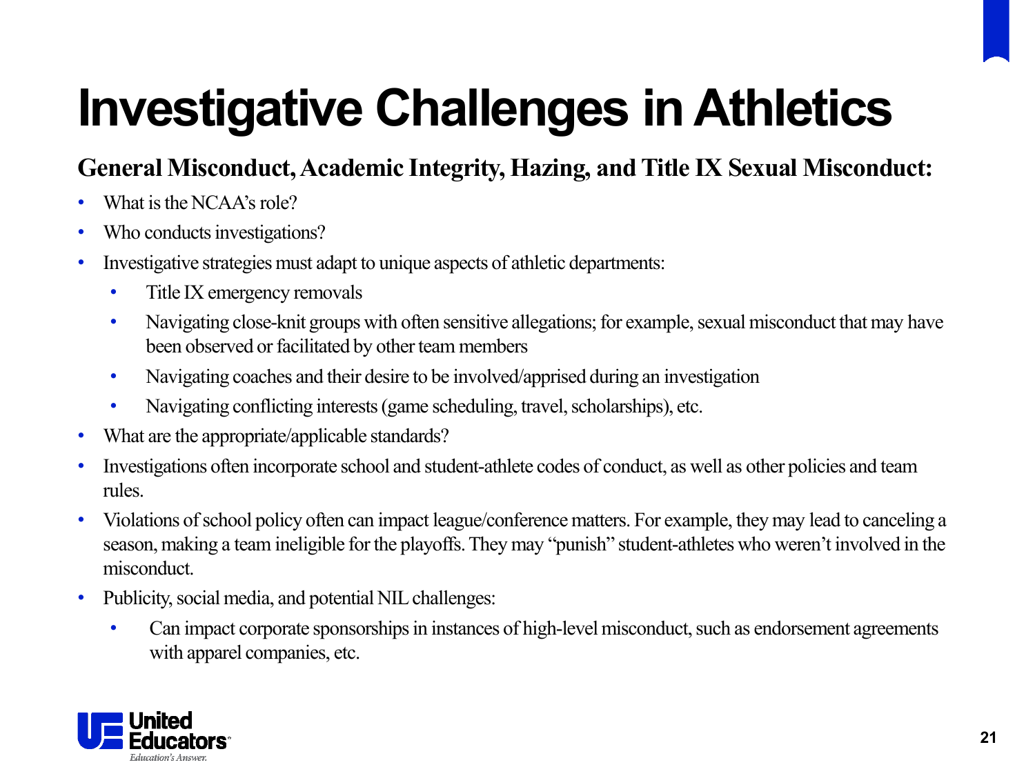# Investigative Challenges in Athletics

**General Misconduct, Academic Integrity, Hazing, and Title IX Sexual Misconduct:**

- What is the NCAA's role?
- Who conducts investigations?
- Investigative strategies must adapt to unique aspects of athletic departments:
  - Title IX emergency removals
  - Navigating close-knit groups with often sensitive allegations; for example, sexual misconduct that may have been observed or facilitated by other team members
  - Navigating coaches and their desire to be involved/apprised during an investigation
  - Navigating conflicting interests (game scheduling, travel, scholarships), etc.
- What are the appropriate/applicable standards?
- Investigations often incorporate school and student-athlete codes of conduct, as well as other policies and team rules.
- Violations of school policy often can impact league/conference matters. For example, they may lead to canceling a season, making a team ineligible for the playoffs. They may "punish" student-athletes who weren't involved in the misconduct.
- Publicity, social media, and potential NIL challenges:
  - Can impact corporate sponsorships in instances of high-level misconduct, such as endorsement agreements with apparel companies, etc.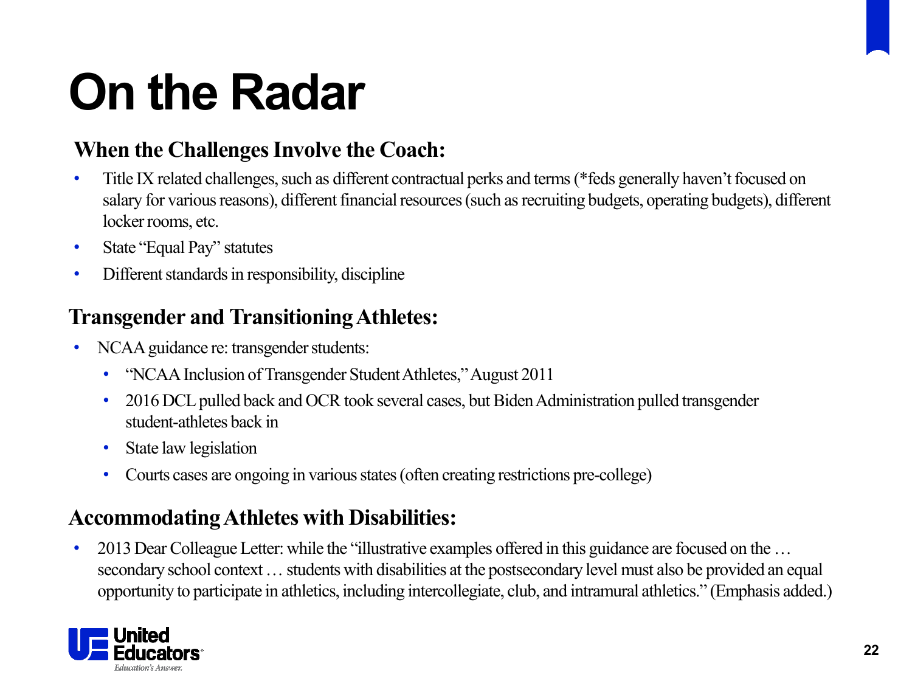# On the Radar

### When the Challenges Involve the Coach:

- Title IX related challenges, such as different contractual perks and terms (*feds generally haven't focused on salary for various reasons), different financial resources (such as recruiting budgets, operating budgets), different locker rooms, etc.
- State "Equal Pay" statutes
- Different standards in responsibility, discipline

### Transgender and Transitioning Athletes:

- NCAA guidance re: transgender students:
  - "NCAA Inclusion of Transgender Student Athletes," August 2011
  - 2016 DCL pulled back and OCR took several cases, but Biden Administration pulled transgender student-athletes back in
  - State law legislation
  - Courts cases are ongoing in various states (often creating restrictions pre-college)

### Accommodating Athletes with Disabilities:

- 2013 Dear Colleague Letter: while the "illustrative examples offered in this guidance are focused on the … secondary school context … students with disabilities at the postsecondary level must also be provided an equal opportunity to participate in athletics, including intercollegiate, club, and intramural athletics." (Emphasis added.)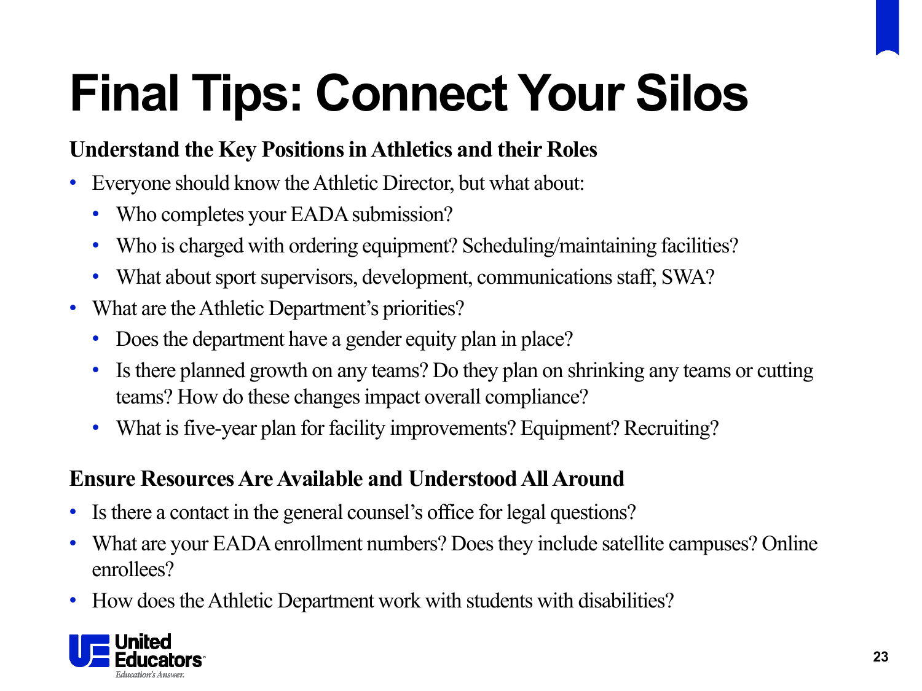# Final Tips: Connect Your Silos

**Understand the Key Positions in Athletics and their Roles**

- Everyone should know the Athletic Director, but what about:
  - Who completes your EADA submission?
  - Who is charged with ordering equipment? Scheduling/maintaining facilities?
  - What about sport supervisors, development, communications staff, SWA?
- What are the Athletic Department's priorities?
  - Does the department have a gender equity plan in place?
  - Is there planned growth on any teams? Do they plan on shrinking any teams or cutting teams? How do these changes impact overall compliance?
  - What is five-year plan for facility improvements? Equipment? Recruiting?

**Ensure Resources Are Available and Understood All Around**

- Is there a contact in the general counsel's office for legal questions?
- What are your EADA enrollment numbers? Does they include satellite campuses? Online enrollees?
- How does the Athletic Department work with students with disabilities?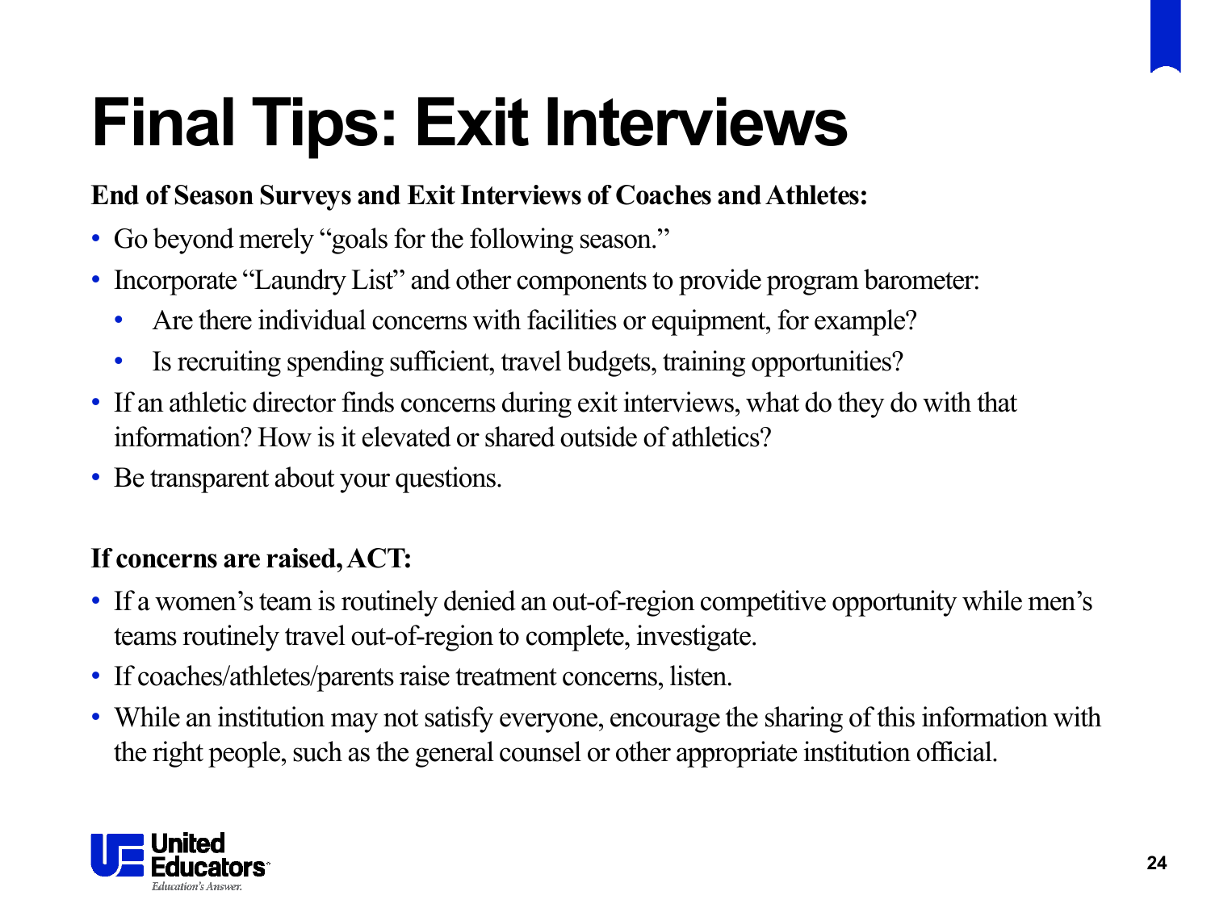# Final Tips: Exit Interviews

**End of Season Surveys and Exit Interviews of Coaches and Athletes:**

- Go beyond merely "goals for the following season."
- Incorporate "Laundry List" and other components to provide program barometer:
  - Are there individual concerns with facilities or equipment, for example?
  - Is recruiting spending sufficient, travel budgets, training opportunities?
- If an athletic director finds concerns during exit interviews, what do they do with that information? How is it elevated or shared outside of athletics?
- Be transparent about your questions.

**If concerns are raised, ACT:**

- If a women's team is routinely denied an out-of-region competitive opportunity while men's teams routinely travel out-of-region to complete, investigate.
- If coaches/athletes/parents raise treatment concerns, listen.
- While an institution may not satisfy everyone, encourage the sharing of this information with the right people, such as the general counsel or other appropriate institution official.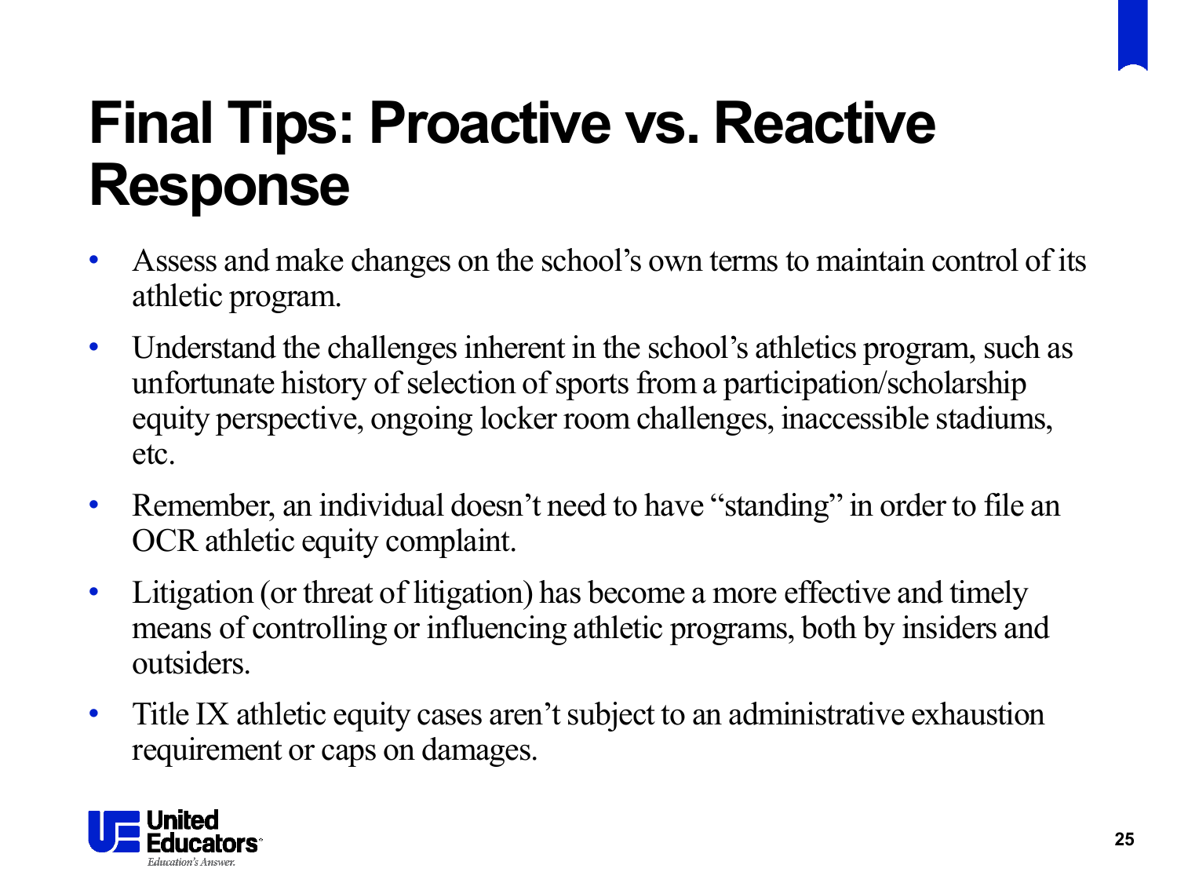# Final Tips: Proactive vs. Reactive Response

- Assess and make changes on the school's own terms to maintain control of its athletic program.
- Understand the challenges inherent in the school's athletics program, such as unfortunate history of selection of sports from a participation/scholarship equity perspective, ongoing locker room challenges, inaccessible stadiums, etc.
- Remember, an individual doesn't need to have "standing" in order to file an OCR athletic equity complaint.
- Litigation (or threat of litigation) has become a more effective and timely means of controlling or influencing athletic programs, both by insiders and outsiders.
- Title IX athletic equity cases aren't subject to an administrative exhaustion requirement or caps on damages.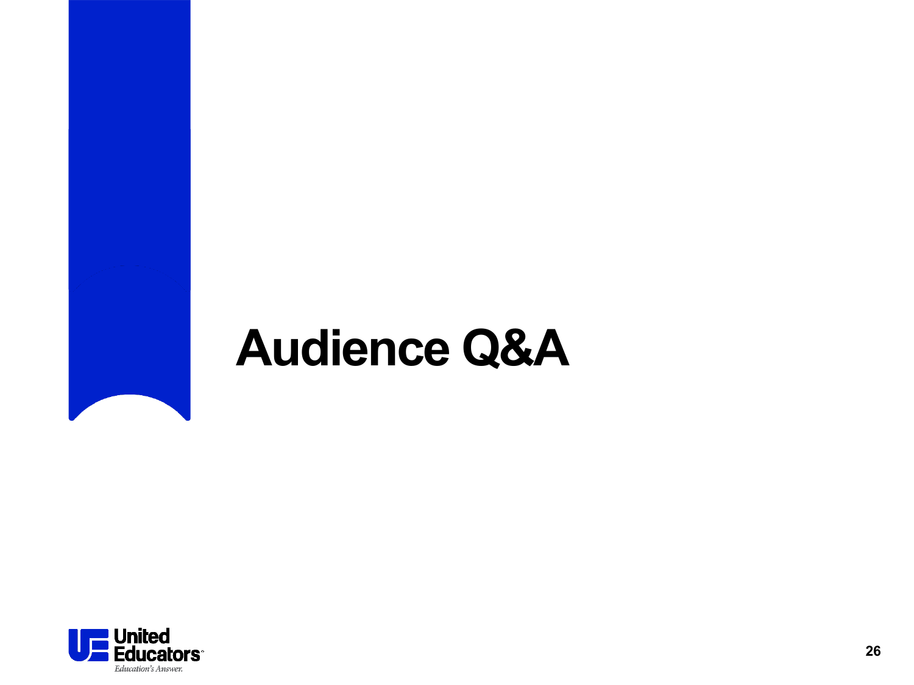# Audience Q&A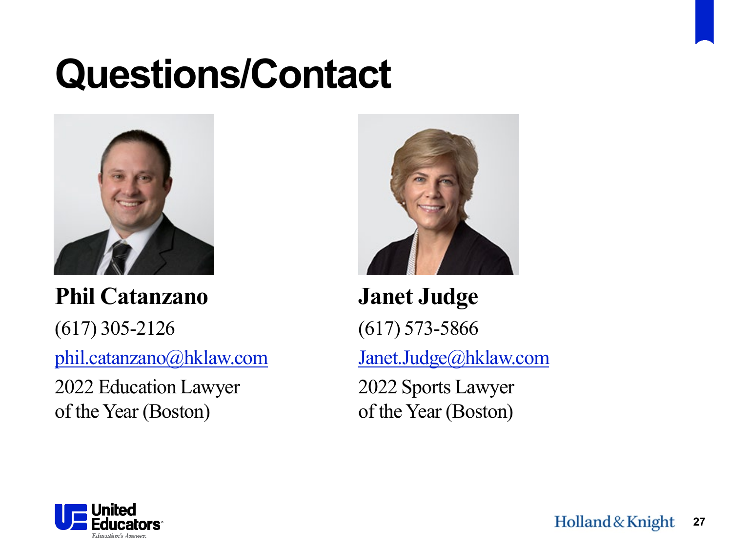# Questions/Contact

**Phil Catanzano**

(617) 305-2126

phil.catanzano@hklaw.com

2022 Education Lawyer of the Year (Boston)

**Janet Judge**

(617) 573-5866

Janet.Judge@hklaw.com

2022 Sports Lawyer of the Year (Boston)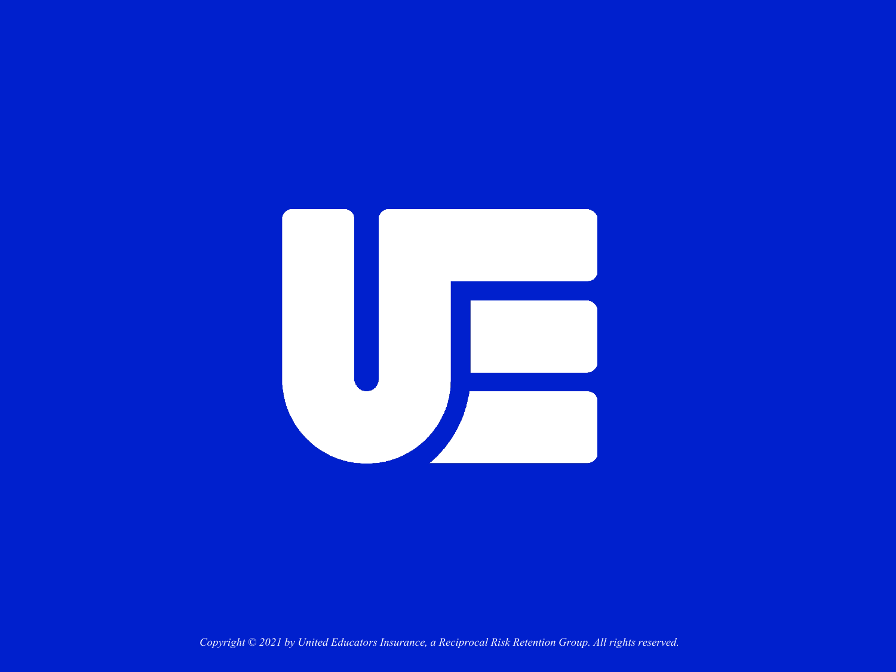*Copyright © 2021 by United Educators Insurance, a Reciprocal Risk Retention Group. All rights reserved.*